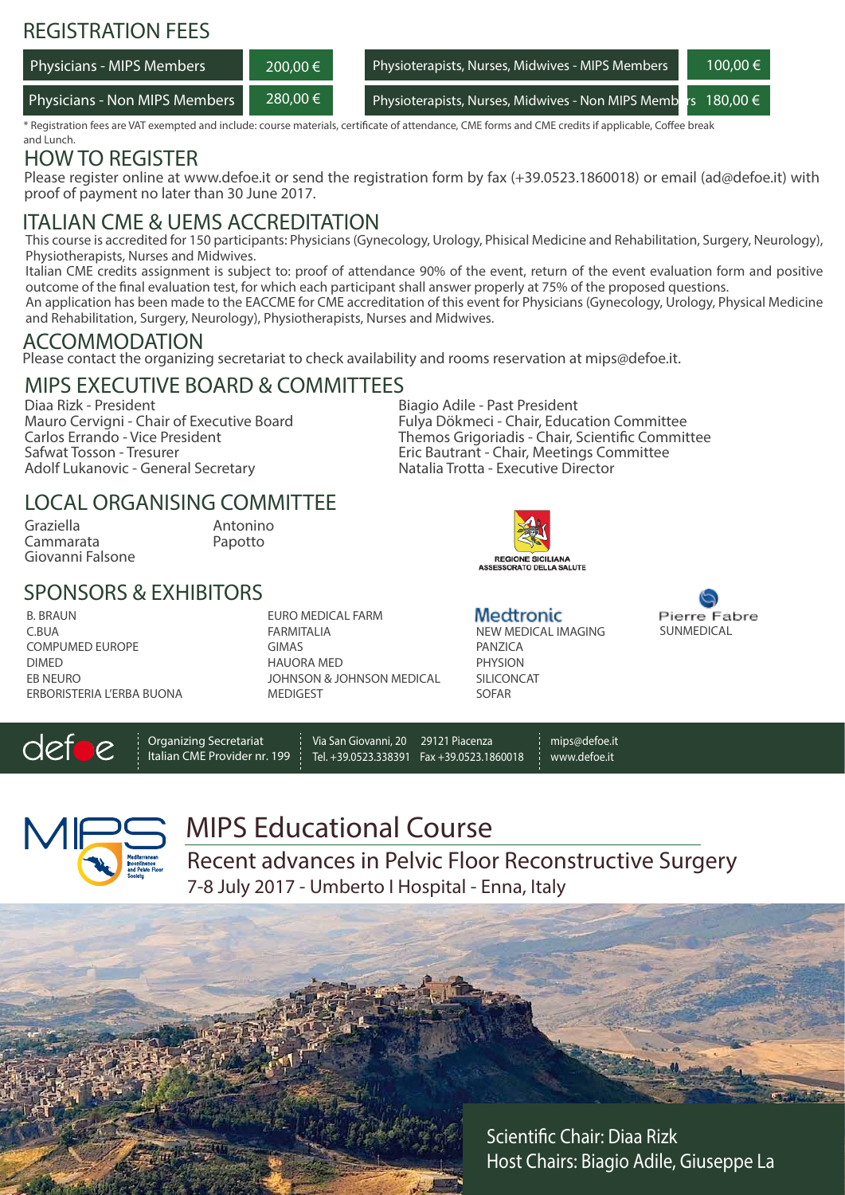## REGISTRATION FEES

| | |
|---|---|
| Physicians - MIPS Members | 200,00 € |
| Physicians - Non MIPS Members | 280,00 € |
| Physioterapists, Nurses, Midwives - MIPS Members | 100,00 € |
| Physioterapists, Nurses, Midwives - Non MIPS Members | 180,00 € |

* Registration fees are VAT exempted and include: course materials, certificate of attendance, CME forms and CME credits if applicable, Coffee break and Lunch.

## HOW TO REGISTER

Please register online at www.defoe.it or send the registration form by fax (+39.0523.1860018) or email (ad@defoe.it) with proof of payment no later than 30 June 2017.

## ITALIAN CME & UEMS ACCREDITATION

This course is accredited for 150 participants: Physicians (Gynecology, Urology, Phisical Medicine and Rehabilitation, Surgery, Neurology), Physiotherapists, Nurses and Midwives.

Italian CME credits assignment is subject to: proof of attendance 90% of the event, return of the event evaluation form and positive outcome of the final evaluation test, for which each participant shall answer properly at 75% of the proposed questions.

An application has been made to the EACCME for CME accreditation of this event for Physicians (Gynecology, Urology, Physical Medicine and Rehabilitation, Surgery, Neurology), Physiotherapists, Nurses and Midwives.

## ACCOMMODATION

Please contact the organizing secretariat to check availability and rooms reservation at mips@defoe.it.

## MIPS EXECUTIVE BOARD & COMMITTEES

Diaa Rizk - President
Mauro Cervigni - Chair of Executive Board
Carlos Errando - Vice President
Safwat Tosson - Tresurer
Adolf Lukanovic - General Secretary
Biagio Adile - Past President
Fulya Dökmeci - Chair, Education Committee
Themos Grigoriadis - Chair, Scientific Committee
Eric Bautrant - Chair, Meetings Committee
Natalia Trotta - Executive Director

## LOCAL ORGANISING COMMITTEE

Graziella Cammarata
Giovanni Falsone
Antonino Papotto

REGIONE SICILIANA
ASSESSORATO DELLA SALUTE

## SPONSORS & EXHIBITORS

B. BRAUN
C.BUA
COMPUMED EUROPE
DIMED
EB NEURO
ERBORISTERIA L'ERBA BUONA
EURO MEDICAL FARM
FARMITALIA
GIMAS
HAUORA MED
JOHNSON & JOHNSON MEDICAL
MEDIGEST
Medtronic
NEW MEDICAL IMAGING
PANZICA
PHYSION
SILICONCAT
SOFAR
Pierre Fabre
SUNMEDICAL

defoe
Organizing Secretariat
Italian CME Provider nr. 199
Via San Giovanni, 20 29121 Piacenza
Tel. +39.0523.338391 Fax +39.0523.1860018
mips@defoe.it
www.defoe.it

MIPS – Mediterranean Incontinence and Pelvic Floor Society

# MIPS Educational Course

## Recent advances in Pelvic Floor Reconstructive Surgery

7-8 July 2017 - Umberto I Hospital - Enna, Italy

Scientific Chair: Diaa Rizk
Host Chairs: Biagio Adile, Giuseppe La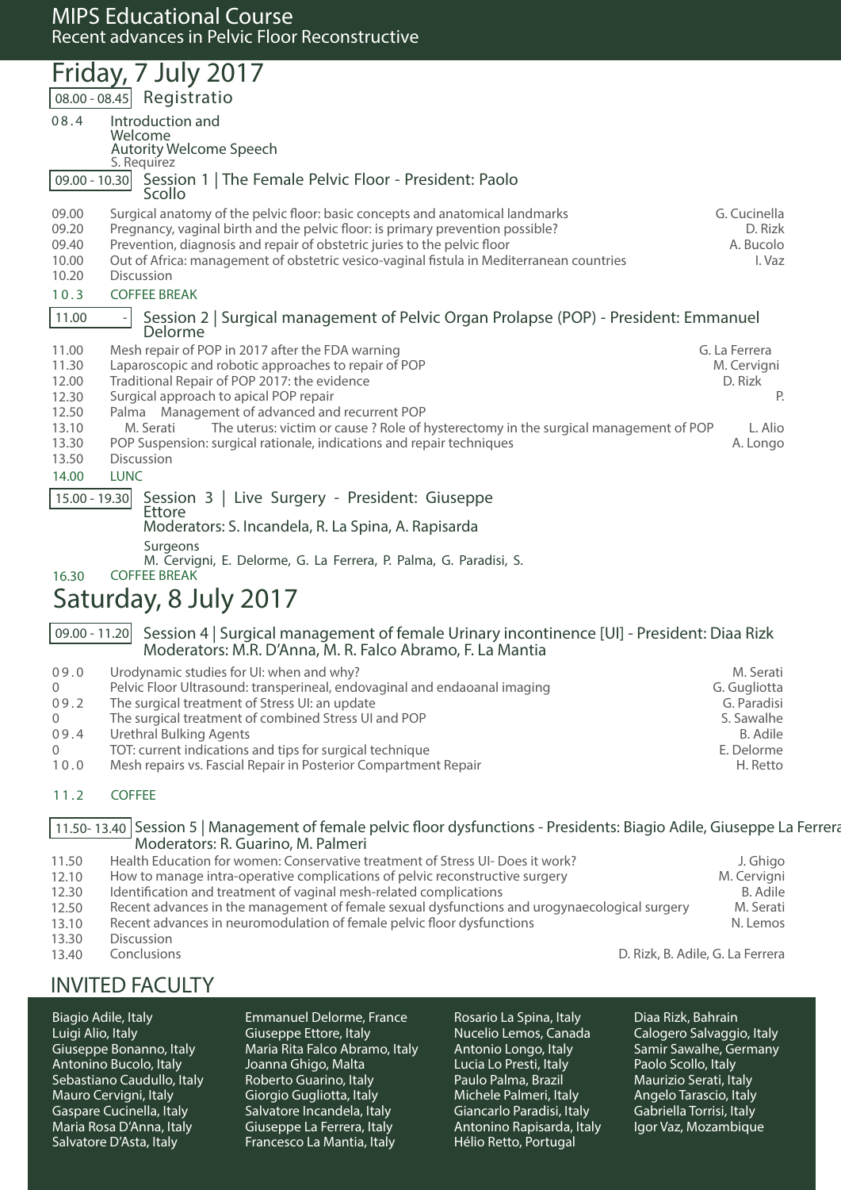# MIPS Educational Course

Recent advances in Pelvic Floor Reconstructive

## Friday, 7 July 2017

08.00 - 08.45 Registratio

08.4 Introduction and Welcome
Autority Welcome Speech
S. Requirez

### 09.00 - 10.30 Session 1 | The Female Pelvic Floor - President: Paolo Scollo

| | | |
|---|---|---|
| 09.00 | Surgical anatomy of the pelvic floor: basic concepts and anatomical landmarks | G. Cucinella |
| 09.20 | Pregnancy, vaginal birth and the pelvic floor: is primary prevention possible? | D. Rizk |
| 09.40 | Prevention, diagnosis and repair of obstetric juries to the pelvic floor | A. Bucolo |
| 10.00 | Out of Africa: management of obstetric vesico-vaginal fistula in Mediterranean countries | I. Vaz |
| 10.20 | Discussion | |

10.3 COFFEE BREAK

### 11.00 - Session 2 | Surgical management of Pelvic Organ Prolapse (POP) - President: Emmanuel Delorme

| | | |
|---|---|---|
| 11.00 | Mesh repair of POP in 2017 after the FDA warning | G. La Ferrera |
| 11.30 | Laparoscopic and robotic approaches to repair of POP | M. Cervigni |
| 12.00 | Traditional Repair of POP 2017: the evidence | D. Rizk |
| 12.30 | Surgical approach to apical POP repair | P. |
| 12.50 | Palma Management of advanced and recurrent POP | |
| 13.10 | M. Serati The uterus: victim or cause ? Role of hysterectomy in the surgical management of POP | L. Alio |
| 13.30 | POP Suspension: surgical rationale, indications and repair techniques | A. Longo |
| 13.50 | Discussion | |

14.00 LUNC

### 15.00 - 19.30 Session 3 | Live Surgery - President: Giuseppe Ettore

Moderators: S. Incandela, R. La Spina, A. Rapisarda

Surgeons

M. Cervigni, E. Delorme, G. La Ferrera, P. Palma, G. Paradisi, S.

16.30 COFFEE BREAK

## Saturday, 8 July 2017

### 09.00 - 11.20 Session 4 | Surgical management of female Urinary incontinence [UI] - President: Diaa Rizk

Moderators: M.R. D'Anna, M. R. Falco Abramo, F. La Mantia

| | | |
|---|---|---|
| 09.0 | Urodynamic studies for UI: when and why? | M. Serati |
| 0 | Pelvic Floor Ultrasound: transperineal, endovaginal and endaoanal imaging | G. Gugliotta |
| 09.2 | The surgical treatment of Stress UI: an update | G. Paradisi |
| 0 | The surgical treatment of combined Stress UI and POP | S. Sawalhe |
| 09.4 | Urethral Bulking Agents | B. Adile |
| 0 | TOT: current indications and tips for surgical technique | E. Delorme |
| 10.0 | Mesh repairs vs. Fascial Repair in Posterior Compartment Repair | H. Retto |

11.2 COFFEE

### 11.50- 13.40 Session 5 | Management of female pelvic floor dysfunctions - Presidents: Biagio Adile, Giuseppe La Ferrera

Moderators: R. Guarino, M. Palmeri

| | | |
|---|---|---|
| 11.50 | Health Education for women: Conservative treatment of Stress UI- Does it work? | J. Ghigo |
| 12.10 | How to manage intra-operative complications of pelvic reconstructive surgery | M. Cervigni |
| 12.30 | Identification and treatment of vaginal mesh-related complications | B. Adile |
| 12.50 | Recent advances in the management of female sexual dysfunctions and urogynaecological surgery | M. Serati |
| 13.10 | Recent advances in neuromodulation of female pelvic floor dysfunctions | N. Lemos |
| 13.30 | Discussion | |
| 13.40 | Conclusions | D. Rizk, B. Adile, G. La Ferrera |

## INVITED FACULTY

Biagio Adile, Italy
Luigi Alio, Italy
Giuseppe Bonanno, Italy
Antonino Bucolo, Italy
Sebastiano Caudullo, Italy
Mauro Cervigni, Italy
Gaspare Cucinella, Italy
Maria Rosa D'Anna, Italy
Salvatore D'Asta, Italy
Emmanuel Delorme, France
Giuseppe Ettore, Italy
Maria Rita Falco Abramo, Italy
Joanna Ghigo, Malta
Roberto Guarino, Italy
Giorgio Gugliotta, Italy
Salvatore Incandela, Italy
Giuseppe La Ferrera, Italy
Francesco La Mantia, Italy
Rosario La Spina, Italy
Nucelio Lemos, Canada
Antonio Longo, Italy
Lucia Lo Presti, Italy
Paulo Palma, Brazil
Michele Palmeri, Italy
Giancarlo Paradisi, Italy
Antonino Rapisarda, Italy
Hélio Retto, Portugal
Diaa Rizk, Bahrain
Calogero Salvaggio, Italy
Samir Sawalhe, Germany
Paolo Scollo, Italy
Maurizio Serati, Italy
Angelo Tarascio, Italy
Gabriella Torrisi, Italy
Igor Vaz, Mozambique